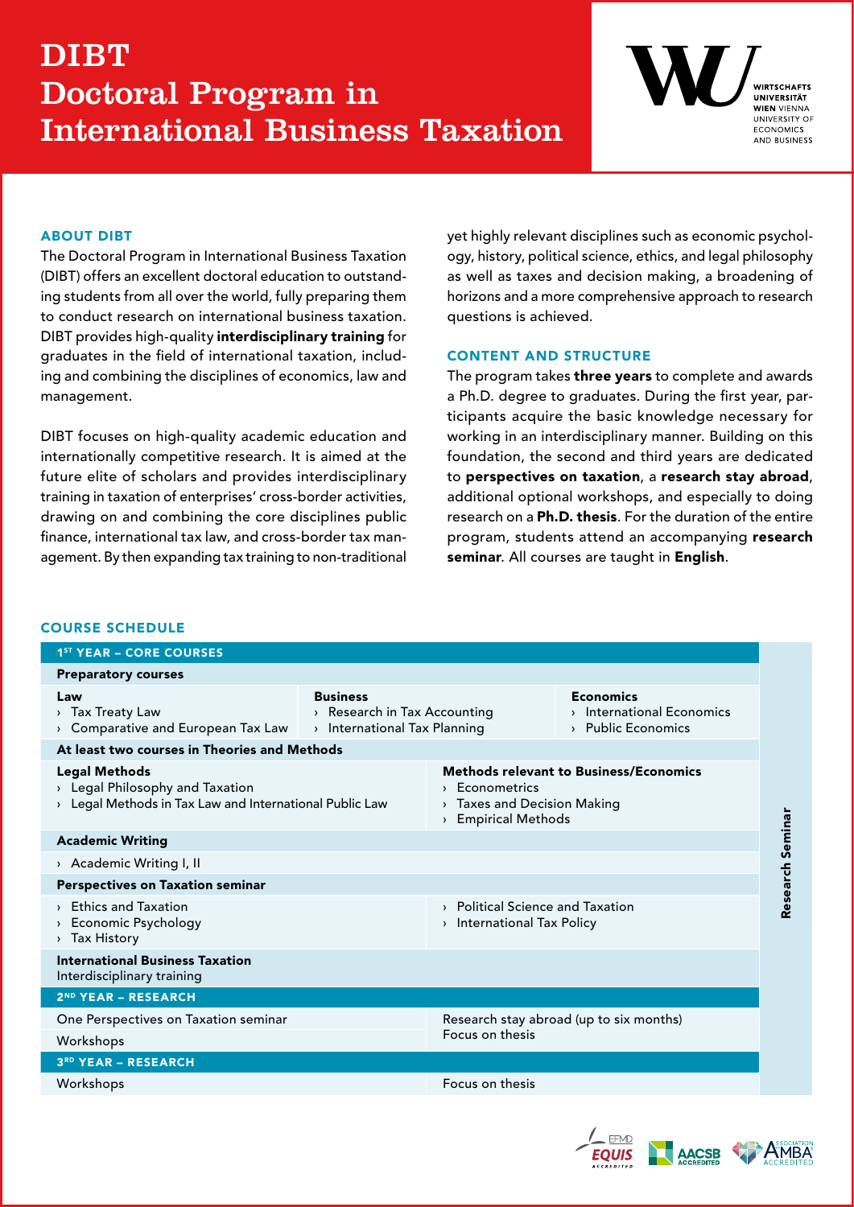# DIBT
# Doctoral Program in International Business Taxation

WIRTSCHAFTS UNIVERSITÄT WIEN VIENNA UNIVERSITY OF ECONOMICS AND BUSINESS

## ABOUT DIBT

The Doctoral Program in International Business Taxation (DIBT) offers an excellent doctoral education to outstanding students from all over the world, fully preparing them to conduct research on international business taxation. DIBT provides high-quality **interdisciplinary training** for graduates in the field of international taxation, including and combining the disciplines of economics, law and management.

DIBT focuses on high-quality academic education and internationally competitive research. It is aimed at the future elite of scholars and provides interdisciplinary training in taxation of enterprises' cross-border activities, drawing on and combining the core disciplines public finance, international tax law, and cross-border tax management. By then expanding tax training to non-traditional yet highly relevant disciplines such as economic psychology, history, political science, ethics, and legal philosophy as well as taxes and decision making, a broadening of horizons and a more comprehensive approach to research questions is achieved.

## CONTENT AND STRUCTURE

The program takes **three years** to complete and awards a Ph.D. degree to graduates. During the first year, participants acquire the basic knowledge necessary for working in an interdisciplinary manner. Building on this foundation, the second and third years are dedicated to **perspectives on taxation**, a **research stay abroad**, additional optional workshops, and especially to doing research on a **Ph.D. thesis**. For the duration of the entire program, students attend an accompanying **research seminar**. All courses are taught in **English**.

## COURSE SCHEDULE

| 1ST YEAR – CORE COURSES | | | Research Seminar |
|---|---|---|---|
| **Preparatory courses** | | | |
| **Law**<br>› Tax Treaty Law<br>› Comparative and European Tax Law | **Business**<br>› Research in Tax Accounting<br>› International Tax Planning | **Economics**<br>› International Economics<br>› Public Economics | |
| **At least two courses in Theories and Methods** | | | |
| **Legal Methods**<br>› Legal Philosophy and Taxation<br>› Legal Methods in Tax Law and International Public Law | **Methods relevant to Business/Economics**<br>› Econometrics<br>› Taxes and Decision Making<br>› Empirical Methods | | |
| **Academic Writing** | | | |
| › Academic Writing I, II | | | |
| **Perspectives on Taxation seminar** | | | |
| › Ethics and Taxation<br>› Economic Psychology<br>› Tax History | › Political Science and Taxation<br>› International Tax Policy | | |
| **International Business Taxation**<br>Interdisciplinary training | | | |
| **2ND YEAR – RESEARCH** | | | |
| One Perspectives on Taxation seminar | Research stay abroad (up to six months)<br>Focus on thesis | | |
| Workshops | | | |
| **3RD YEAR – RESEARCH** | | | |
| Workshops | Focus on thesis | | |

EFMD EQUIS ACCREDITED · AACSB ACCREDITED · AMBA ACCREDITED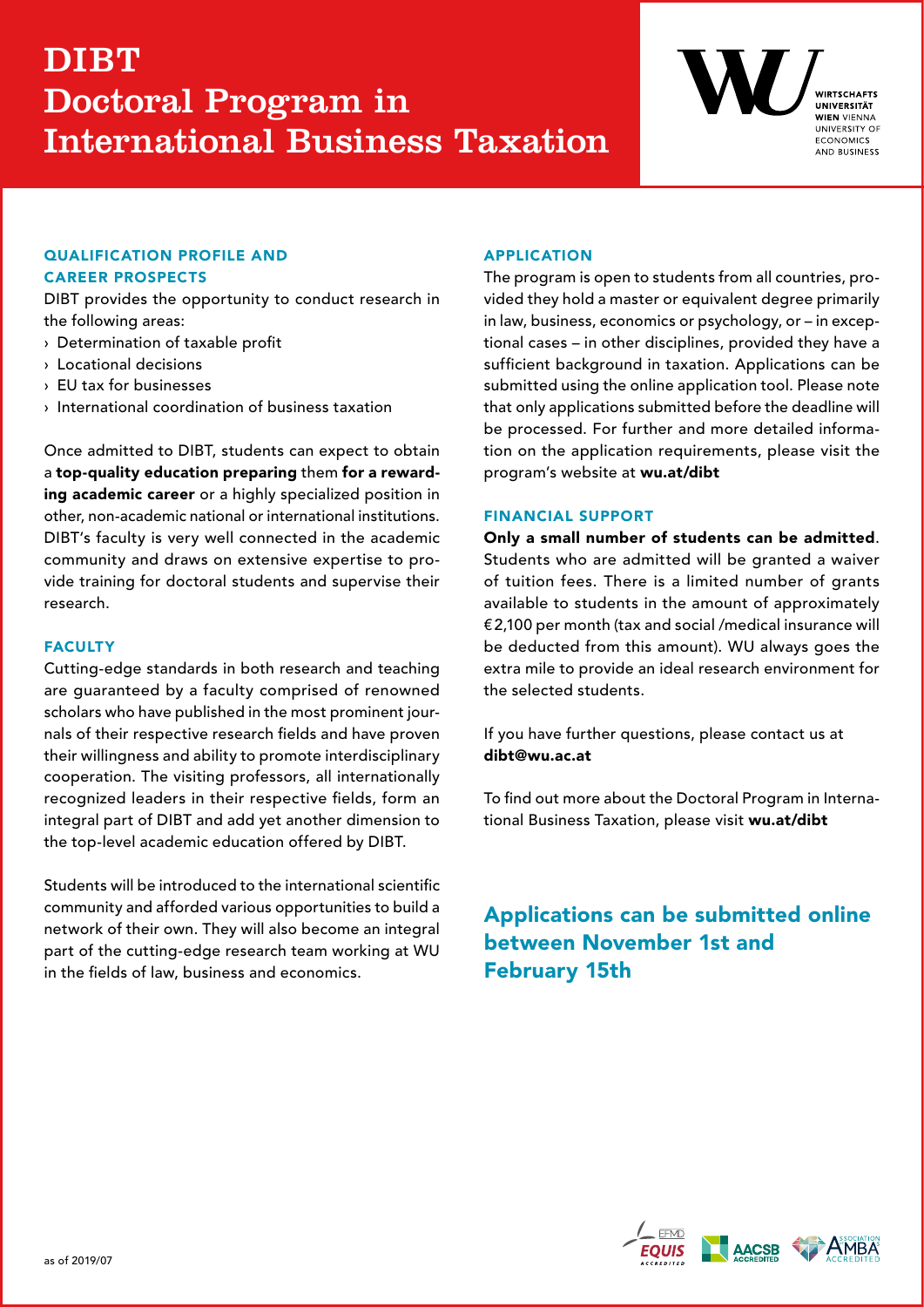# DIBT
# Doctoral Program in International Business Taxation

WIRTSCHAFTS UNIVERSITÄT WIEN VIENNA UNIVERSITY OF ECONOMICS AND BUSINESS

### QUALIFICATION PROFILE AND CAREER PROSPECTS

DIBT provides the opportunity to conduct research in the following areas:

- Determination of taxable profit
- Locational decisions
- EU tax for businesses
- International coordination of business taxation

Once admitted to DIBT, students can expect to obtain a **top-quality education preparing** them **for a rewarding academic career** or a highly specialized position in other, non-academic national or international institutions. DIBT's faculty is very well connected in the academic community and draws on extensive expertise to provide training for doctoral students and supervise their research.

### FACULTY

Cutting-edge standards in both research and teaching are guaranteed by a faculty comprised of renowned scholars who have published in the most prominent journals of their respective research fields and have proven their willingness and ability to promote interdisciplinary cooperation. The visiting professors, all internationally recognized leaders in their respective fields, form an integral part of DIBT and add yet another dimension to the top-level academic education offered by DIBT.

Students will be introduced to the international scientific community and afforded various opportunities to build a network of their own. They will also become an integral part of the cutting-edge research team working at WU in the fields of law, business and economics.

### APPLICATION

The program is open to students from all countries, provided they hold a master or equivalent degree primarily in law, business, economics or psychology, or – in exceptional cases – in other disciplines, provided they have a sufficient background in taxation. Applications can be submitted using the online application tool. Please note that only applications submitted before the deadline will be processed. For further and more detailed information on the application requirements, please visit the program's website at **wu.at/dibt**

### FINANCIAL SUPPORT

**Only a small number of students can be admitted**. Students who are admitted will be granted a waiver of tuition fees. There is a limited number of grants available to students in the amount of approximately €2,100 per month (tax and social /medical insurance will be deducted from this amount). WU always goes the extra mile to provide an ideal research environment for the selected students.

If you have further questions, please contact us at **dibt@wu.ac.at**

To find out more about the Doctoral Program in International Business Taxation, please visit **wu.at/dibt**

## Applications can be submitted online between November 1st and February 15th

as of 2019/07

EFMD EQUIS ACCREDITED · AACSB ACCREDITED · ASSOCIATION AMBA ACCREDITED